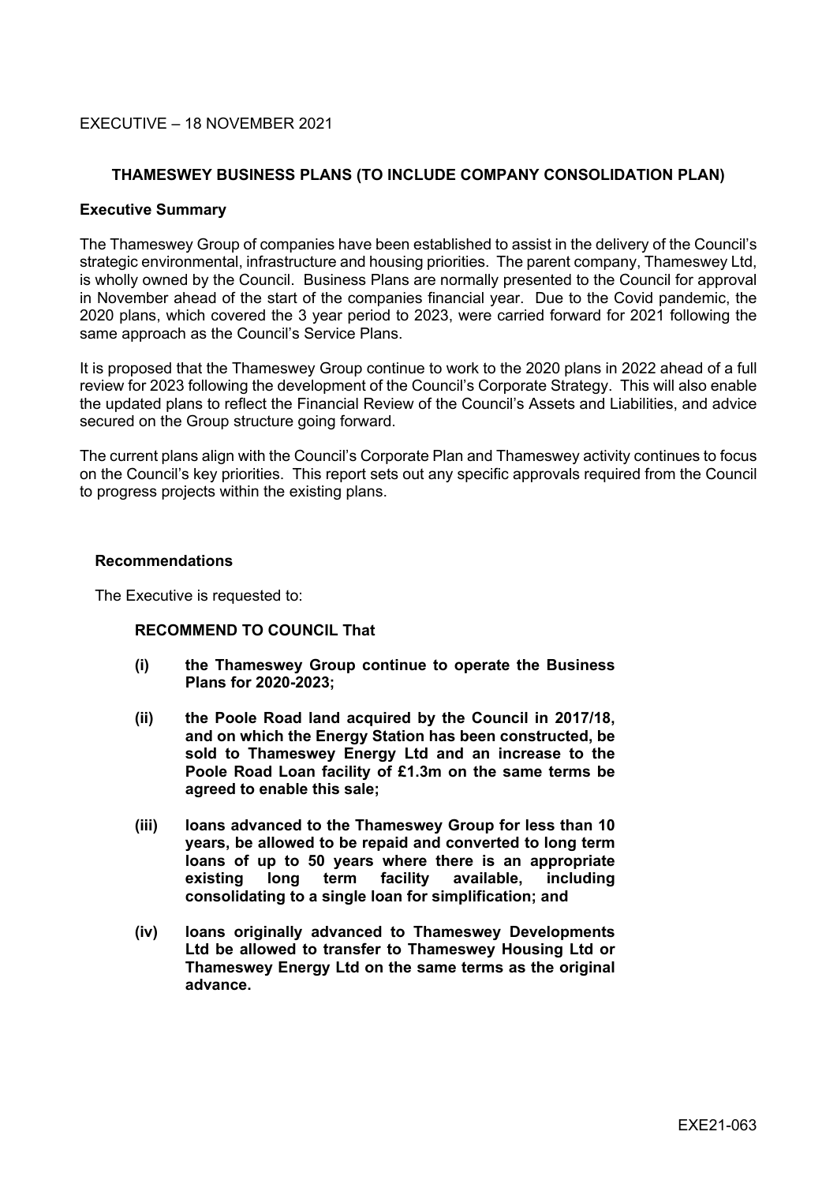EXECUTIVE – 18 NOVEMBER 2021

## THAMESWEY BUSINESS PLANS (TO INCLUDE COMPANY CONSOLIDATION PLAN)

### Executive Summary

The Thameswey Group of companies have been established to assist in the delivery of the Council's strategic environmental, infrastructure and housing priorities. The parent company, Thameswey Ltd, is wholly owned by the Council. Business Plans are normally presented to the Council for approval in November ahead of the start of the companies financial year. Due to the Covid pandemic, the 2020 plans, which covered the 3 year period to 2023, were carried forward for 2021 following the same approach as the Council's Service Plans.

It is proposed that the Thameswey Group continue to work to the 2020 plans in 2022 ahead of a full review for 2023 following the development of the Council's Corporate Strategy. This will also enable the updated plans to reflect the Financial Review of the Council's Assets and Liabilities, and advice secured on the Group structure going forward.

The current plans align with the Council's Corporate Plan and Thameswey activity continues to focus on the Council's key priorities. This report sets out any specific approvals required from the Council to progress projects within the existing plans.

### Recommendations

The Executive is requested to:

**RECOMMEND TO COUNCIL That**

**(i) the Thameswey Group continue to operate the Business Plans for 2020-2023;**

**(ii) the Poole Road land acquired by the Council in 2017/18, and on which the Energy Station has been constructed, be sold to Thameswey Energy Ltd and an increase to the Poole Road Loan facility of £1.3m on the same terms be agreed to enable this sale;**

**(iii) loans advanced to the Thameswey Group for less than 10 years, be allowed to be repaid and converted to long term loans of up to 50 years where there is an appropriate existing long term facility available, including consolidating to a single loan for simplification; and**

**(iv) loans originally advanced to Thameswey Developments Ltd be allowed to transfer to Thameswey Housing Ltd or Thameswey Energy Ltd on the same terms as the original advance.**

EXE21-063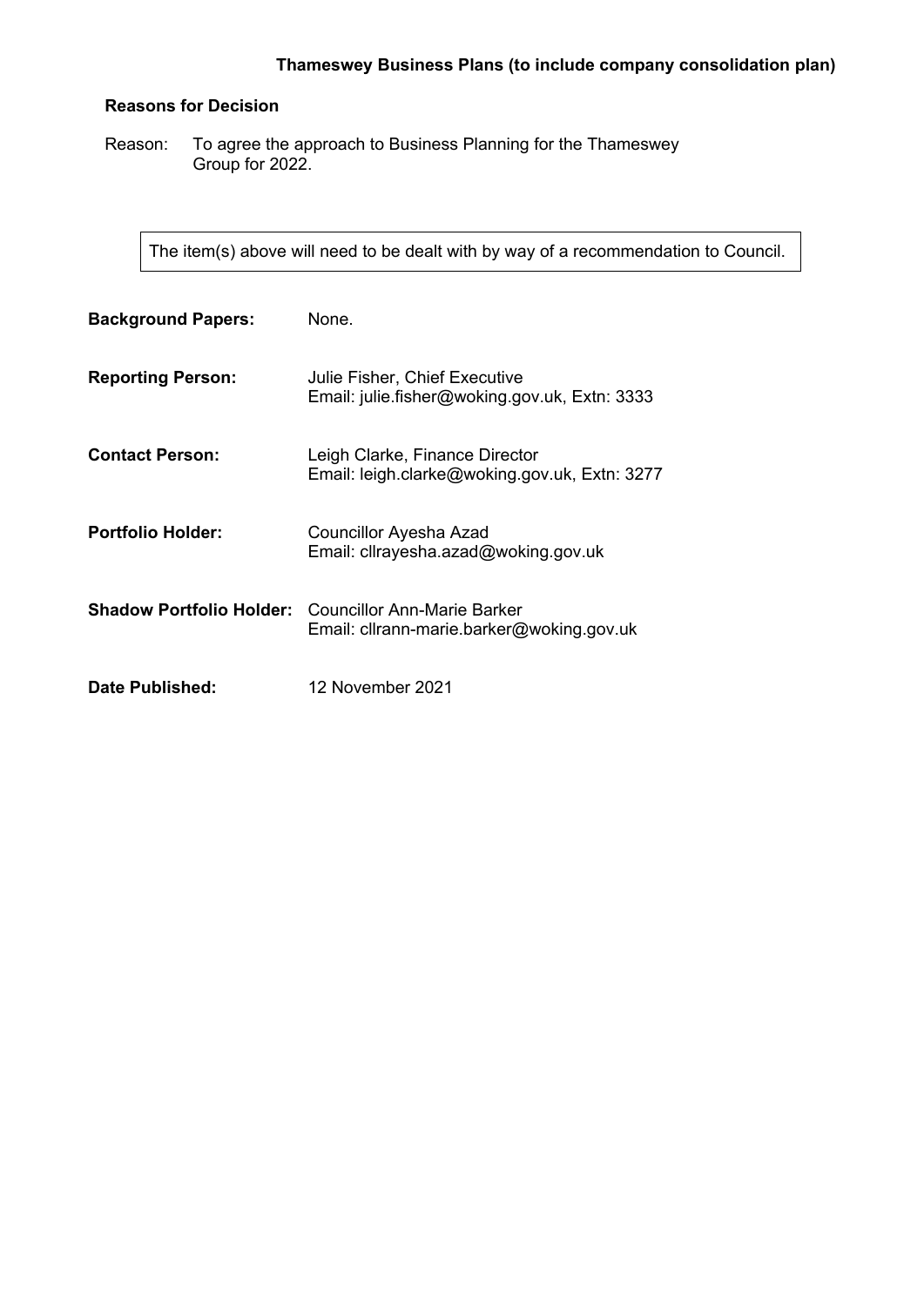**Thameswey Business Plans (to include company consolidation plan)**

**Reasons for Decision**

Reason: To agree the approach to Business Planning for the Thameswey Group for 2022.

> The item(s) above will need to be dealt with by way of a recommendation to Council.

**Background Papers:** None.

**Reporting Person:** Julie Fisher, Chief Executive
Email: julie.fisher@woking.gov.uk, Extn: 3333

**Contact Person:** Leigh Clarke, Finance Director
Email: leigh.clarke@woking.gov.uk, Extn: 3277

**Portfolio Holder:** Councillor Ayesha Azad
Email: cllrayesha.azad@woking.gov.uk

**Shadow Portfolio Holder:** Councillor Ann-Marie Barker
Email: cllrann-marie.barker@woking.gov.uk

**Date Published:** 12 November 2021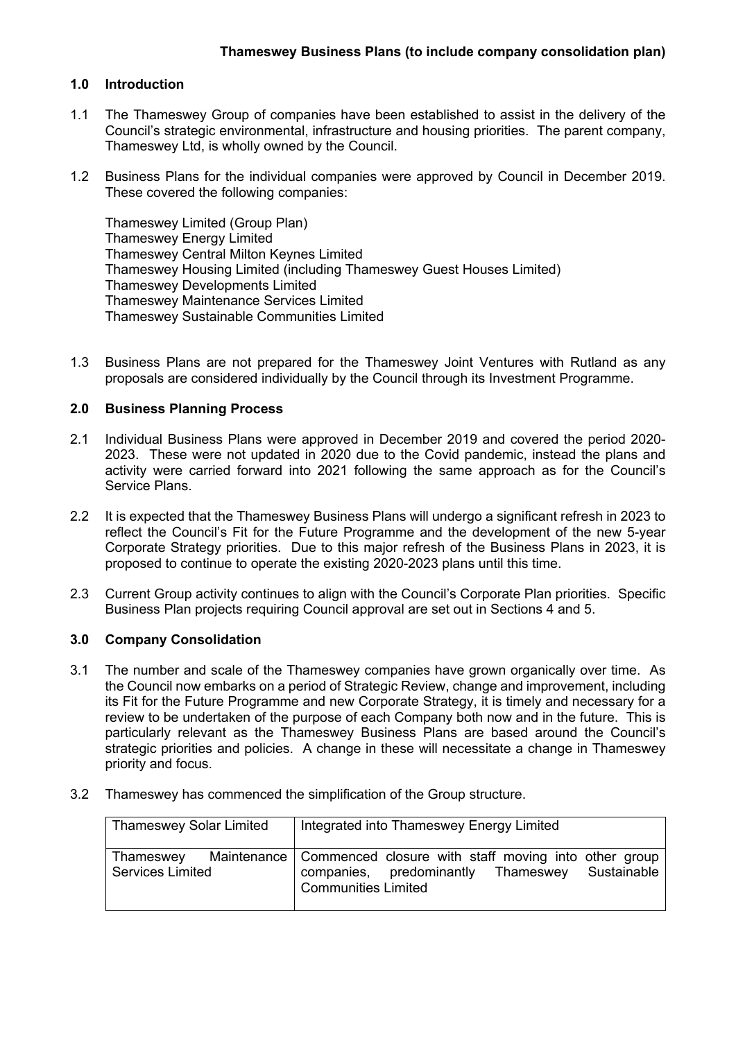**Thameswey Business Plans (to include company consolidation plan)**

## 1.0 Introduction

1.1 The Thameswey Group of companies have been established to assist in the delivery of the Council's strategic environmental, infrastructure and housing priorities. The parent company, Thameswey Ltd, is wholly owned by the Council.

1.2 Business Plans for the individual companies were approved by Council in December 2019. These covered the following companies:

Thameswey Limited (Group Plan)
Thameswey Energy Limited
Thameswey Central Milton Keynes Limited
Thameswey Housing Limited (including Thameswey Guest Houses Limited)
Thameswey Developments Limited
Thameswey Maintenance Services Limited
Thameswey Sustainable Communities Limited

1.3 Business Plans are not prepared for the Thameswey Joint Ventures with Rutland as any proposals are considered individually by the Council through its Investment Programme.

## 2.0 Business Planning Process

2.1 Individual Business Plans were approved in December 2019 and covered the period 2020-2023. These were not updated in 2020 due to the Covid pandemic, instead the plans and activity were carried forward into 2021 following the same approach as for the Council's Service Plans.

2.2 It is expected that the Thameswey Business Plans will undergo a significant refresh in 2023 to reflect the Council's Fit for the Future Programme and the development of the new 5-year Corporate Strategy priorities. Due to this major refresh of the Business Plans in 2023, it is proposed to continue to operate the existing 2020-2023 plans until this time.

2.3 Current Group activity continues to align with the Council's Corporate Plan priorities. Specific Business Plan projects requiring Council approval are set out in Sections 4 and 5.

## 3.0 Company Consolidation

3.1 The number and scale of the Thameswey companies have grown organically over time. As the Council now embarks on a period of Strategic Review, change and improvement, including its Fit for the Future Programme and new Corporate Strategy, it is timely and necessary for a review to be undertaken of the purpose of each Company both now and in the future. This is particularly relevant as the Thameswey Business Plans are based around the Council's strategic priorities and policies. A change in these will necessitate a change in Thameswey priority and focus.

3.2 Thameswey has commenced the simplification of the Group structure.

| | |
|---|---|
| Thameswey Solar Limited | Integrated into Thameswey Energy Limited |
| Thameswey Maintenance Services Limited | Commenced closure with staff moving into other group companies, predominantly Thameswey Sustainable Communities Limited |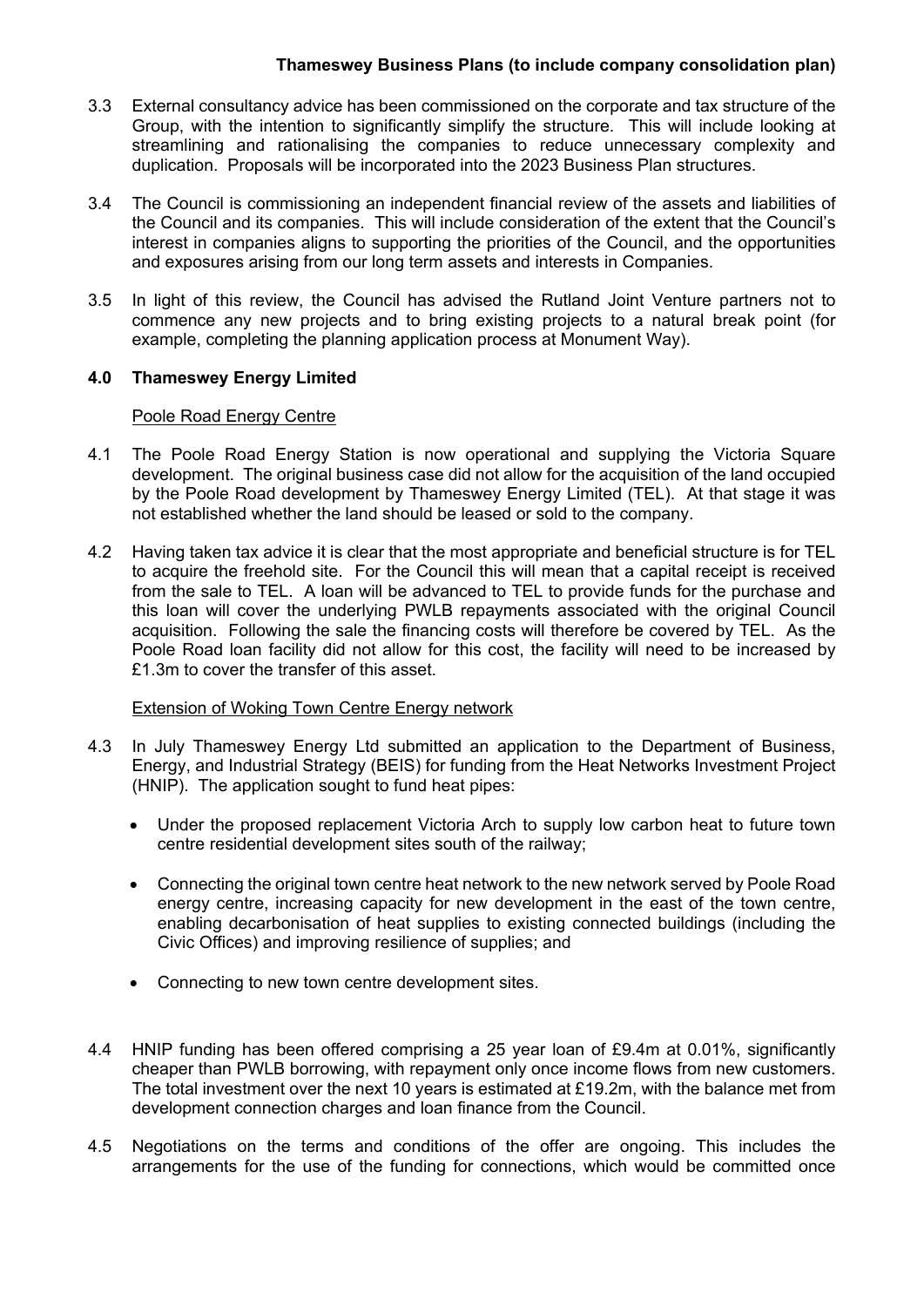3.3 External consultancy advice has been commissioned on the corporate and tax structure of the Group, with the intention to significantly simplify the structure. This will include looking at streamlining and rationalising the companies to reduce unnecessary complexity and duplication. Proposals will be incorporated into the 2023 Business Plan structures.

3.4 The Council is commissioning an independent financial review of the assets and liabilities of the Council and its companies. This will include consideration of the extent that the Council's interest in companies aligns to supporting the priorities of the Council, and the opportunities and exposures arising from our long term assets and interests in Companies.

3.5 In light of this review, the Council has advised the Rutland Joint Venture partners not to commence any new projects and to bring existing projects to a natural break point (for example, completing the planning application process at Monument Way).

## 4.0 Thameswey Energy Limited

Poole Road Energy Centre

4.1 The Poole Road Energy Station is now operational and supplying the Victoria Square development. The original business case did not allow for the acquisition of the land occupied by the Poole Road development by Thameswey Energy Limited (TEL). At that stage it was not established whether the land should be leased or sold to the company.

4.2 Having taken tax advice it is clear that the most appropriate and beneficial structure is for TEL to acquire the freehold site. For the Council this will mean that a capital receipt is received from the sale to TEL. A loan will be advanced to TEL to provide funds for the purchase and this loan will cover the underlying PWLB repayments associated with the original Council acquisition. Following the sale the financing costs will therefore be covered by TEL. As the Poole Road loan facility did not allow for this cost, the facility will need to be increased by £1.3m to cover the transfer of this asset.

Extension of Woking Town Centre Energy network

4.3 In July Thameswey Energy Ltd submitted an application to the Department of Business, Energy, and Industrial Strategy (BEIS) for funding from the Heat Networks Investment Project (HNIP). The application sought to fund heat pipes:

- Under the proposed replacement Victoria Arch to supply low carbon heat to future town centre residential development sites south of the railway;
- Connecting the original town centre heat network to the new network served by Poole Road energy centre, increasing capacity for new development in the east of the town centre, enabling decarbonisation of heat supplies to existing connected buildings (including the Civic Offices) and improving resilience of supplies; and
- Connecting to new town centre development sites.

4.4 HNIP funding has been offered comprising a 25 year loan of £9.4m at 0.01%, significantly cheaper than PWLB borrowing, with repayment only once income flows from new customers. The total investment over the next 10 years is estimated at £19.2m, with the balance met from development connection charges and loan finance from the Council.

4.5 Negotiations on the terms and conditions of the offer are ongoing. This includes the arrangements for the use of the funding for connections, which would be committed once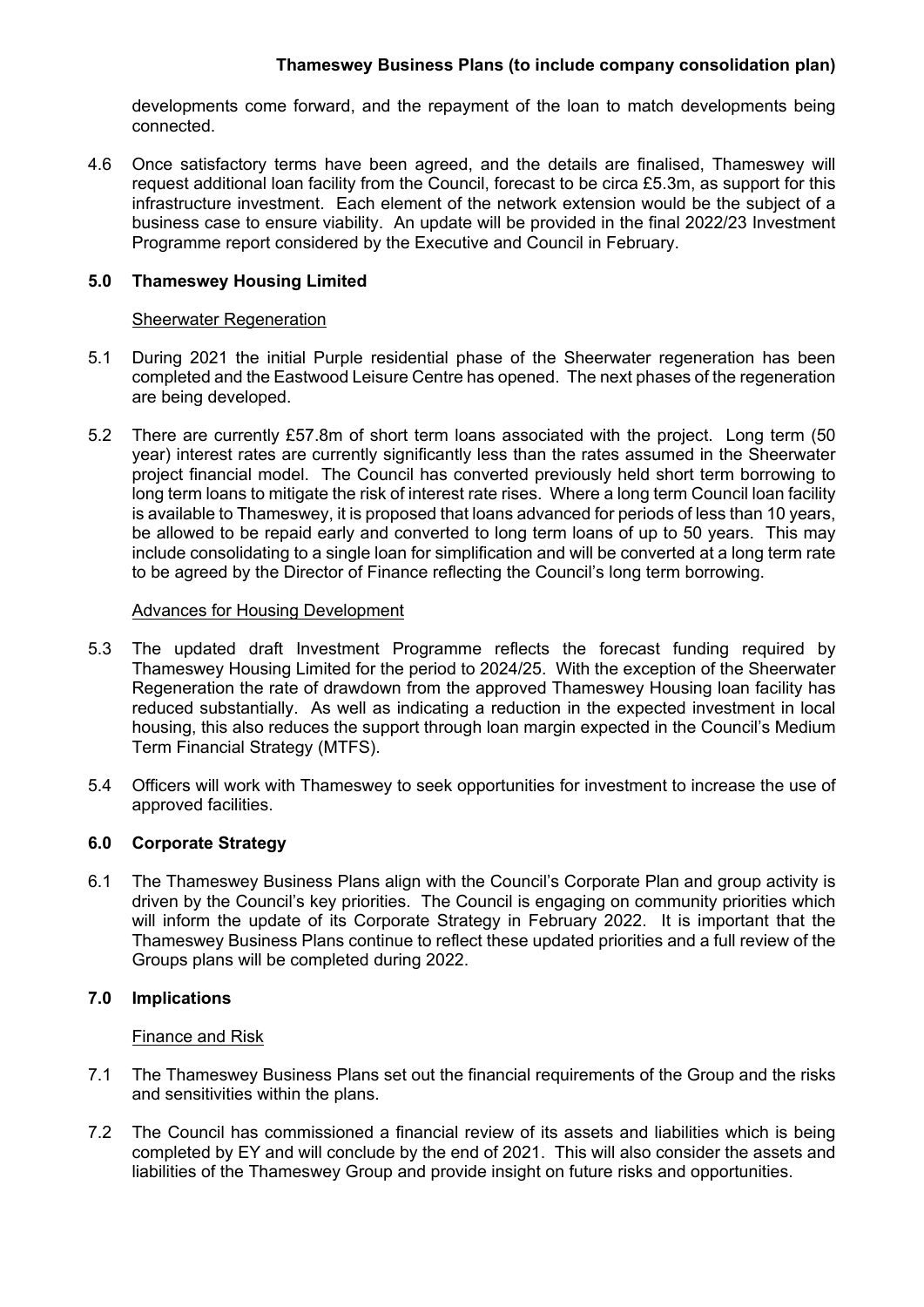developments come forward, and the repayment of the loan to match developments being connected.

4.6 Once satisfactory terms have been agreed, and the details are finalised, Thameswey will request additional loan facility from the Council, forecast to be circa £5.3m, as support for this infrastructure investment. Each element of the network extension would be the subject of a business case to ensure viability. An update will be provided in the final 2022/23 Investment Programme report considered by the Executive and Council in February.

## 5.0 Thameswey Housing Limited

Sheerwater Regeneration

5.1 During 2021 the initial Purple residential phase of the Sheerwater regeneration has been completed and the Eastwood Leisure Centre has opened. The next phases of the regeneration are being developed.

5.2 There are currently £57.8m of short term loans associated with the project. Long term (50 year) interest rates are currently significantly less than the rates assumed in the Sheerwater project financial model. The Council has converted previously held short term borrowing to long term loans to mitigate the risk of interest rate rises. Where a long term Council loan facility is available to Thameswey, it is proposed that loans advanced for periods of less than 10 years, be allowed to be repaid early and converted to long term loans of up to 50 years. This may include consolidating to a single loan for simplification and will be converted at a long term rate to be agreed by the Director of Finance reflecting the Council's long term borrowing.

Advances for Housing Development

5.3 The updated draft Investment Programme reflects the forecast funding required by Thameswey Housing Limited for the period to 2024/25. With the exception of the Sheerwater Regeneration the rate of drawdown from the approved Thameswey Housing loan facility has reduced substantially. As well as indicating a reduction in the expected investment in local housing, this also reduces the support through loan margin expected in the Council's Medium Term Financial Strategy (MTFS).

5.4 Officers will work with Thameswey to seek opportunities for investment to increase the use of approved facilities.

## 6.0 Corporate Strategy

6.1 The Thameswey Business Plans align with the Council's Corporate Plan and group activity is driven by the Council's key priorities. The Council is engaging on community priorities which will inform the update of its Corporate Strategy in February 2022. It is important that the Thameswey Business Plans continue to reflect these updated priorities and a full review of the Groups plans will be completed during 2022.

## 7.0 Implications

Finance and Risk

7.1 The Thameswey Business Plans set out the financial requirements of the Group and the risks and sensitivities within the plans.

7.2 The Council has commissioned a financial review of its assets and liabilities which is being completed by EY and will conclude by the end of 2021. This will also consider the assets and liabilities of the Thameswey Group and provide insight on future risks and opportunities.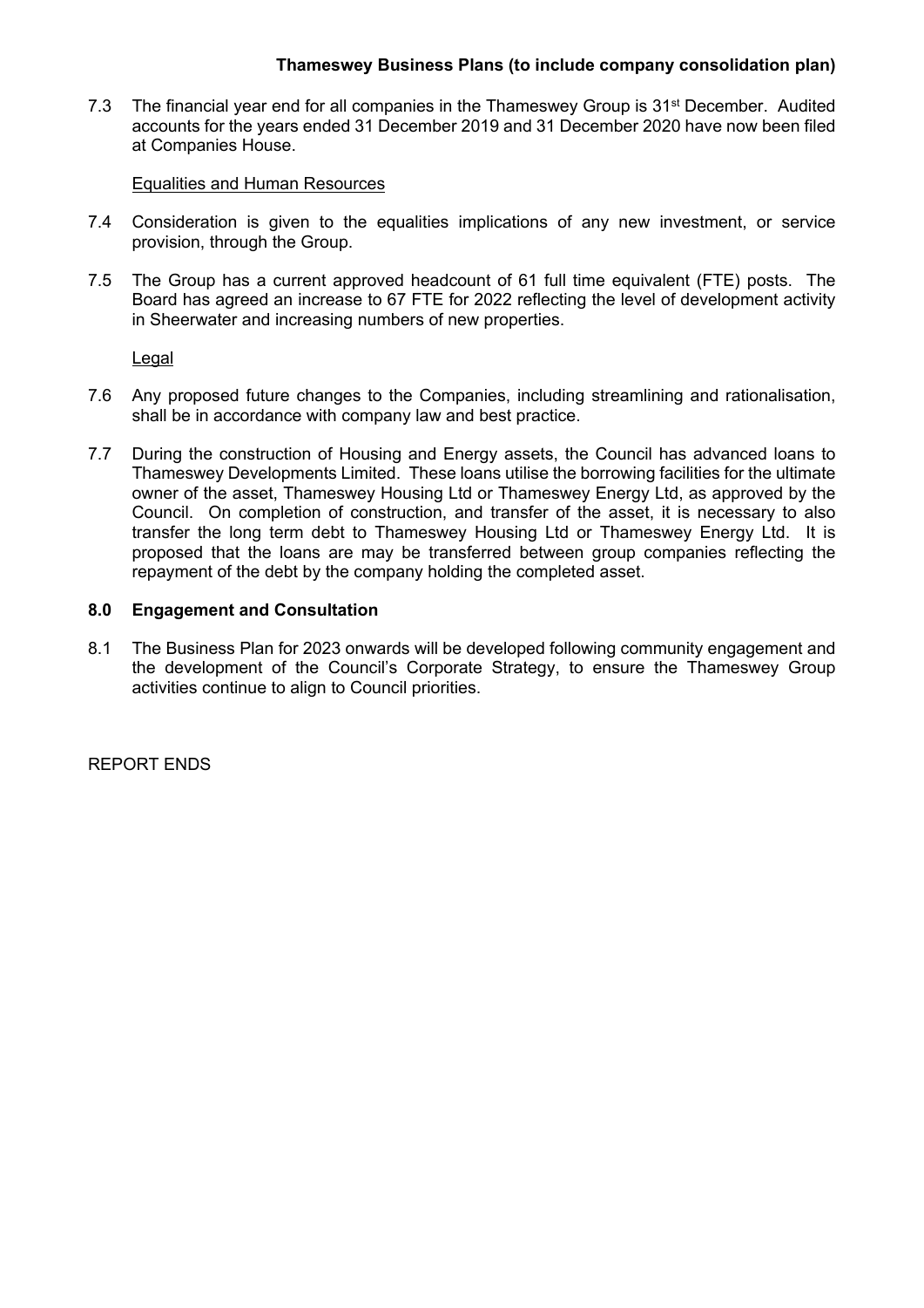7.3 The financial year end for all companies in the Thameswey Group is 31st December. Audited accounts for the years ended 31 December 2019 and 31 December 2020 have now been filed at Companies House.

Equalities and Human Resources

7.4 Consideration is given to the equalities implications of any new investment, or service provision, through the Group.

7.5 The Group has a current approved headcount of 61 full time equivalent (FTE) posts. The Board has agreed an increase to 67 FTE for 2022 reflecting the level of development activity in Sheerwater and increasing numbers of new properties.

Legal

7.6 Any proposed future changes to the Companies, including streamlining and rationalisation, shall be in accordance with company law and best practice.

7.7 During the construction of Housing and Energy assets, the Council has advanced loans to Thameswey Developments Limited. These loans utilise the borrowing facilities for the ultimate owner of the asset, Thameswey Housing Ltd or Thameswey Energy Ltd, as approved by the Council. On completion of construction, and transfer of the asset, it is necessary to also transfer the long term debt to Thameswey Housing Ltd or Thameswey Energy Ltd. It is proposed that the loans are may be transferred between group companies reflecting the repayment of the debt by the company holding the completed asset.

## 8.0 Engagement and Consultation

8.1 The Business Plan for 2023 onwards will be developed following community engagement and the development of the Council's Corporate Strategy, to ensure the Thameswey Group activities continue to align to Council priorities.

REPORT ENDS